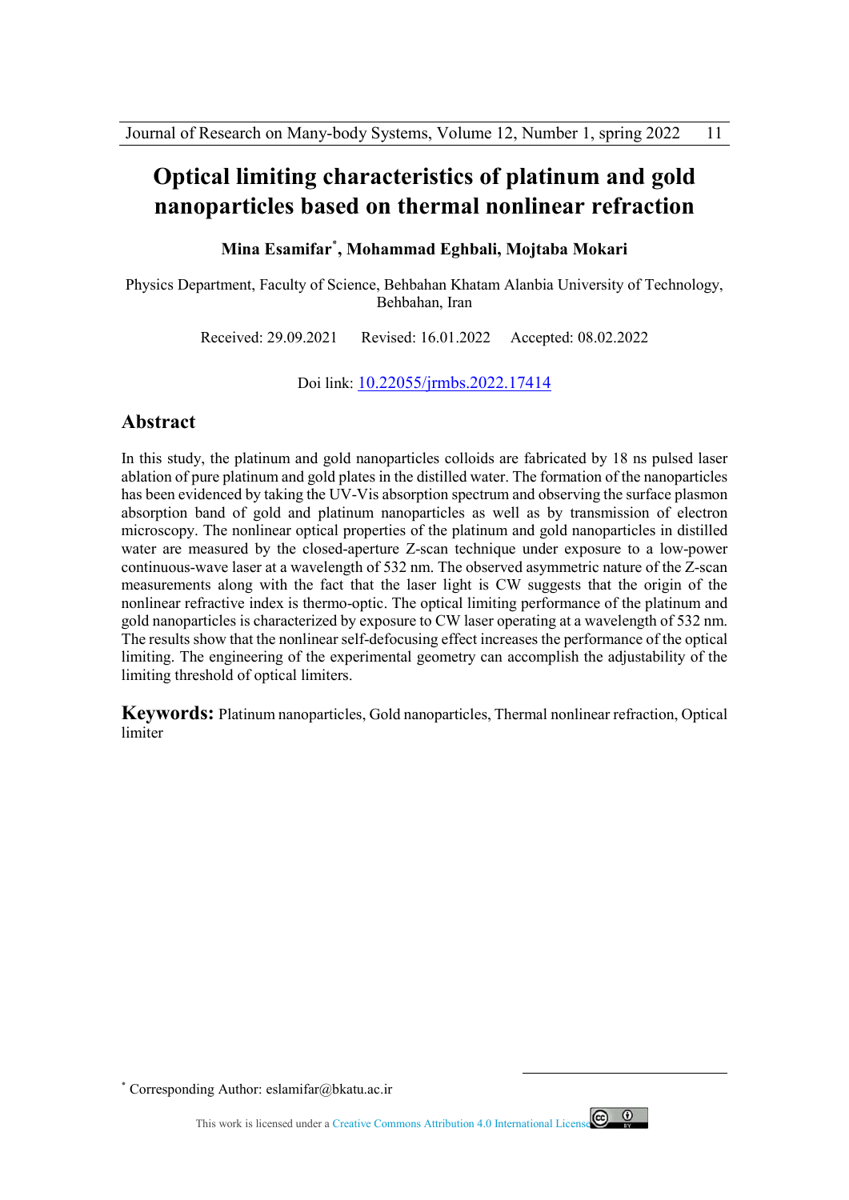# Optical limiting characteristics of platinum and gold nanoparticles based on thermal nonlinear refraction

**Mina Esamifar[*], Mohammad Eghbali, Mojtaba Mokari**

Physics Department, Faculty of Science, Behbahan Khatam Alanbia University of Technology, Behbahan, Iran

Received: 29.09.2021 Revised: 16.01.2022 Accepted: 08.02.2022

Doi link: [10.22055/jrmbs.2022.17414](https://doi.org/10.22055/jrmbs.2022.17414)

## Abstract

In this study, the platinum and gold nanoparticles colloids are fabricated by 18 ns pulsed laser ablation of pure platinum and gold plates in the distilled water. The formation of the nanoparticles has been evidenced by taking the UV-Vis absorption spectrum and observing the surface plasmon absorption band of gold and platinum nanoparticles as well as by transmission of electron microscopy. The nonlinear optical properties of the platinum and gold nanoparticles in distilled water are measured by the closed-aperture Z-scan technique under exposure to a low-power continuous-wave laser at a wavelength of 532 nm. The observed asymmetric nature of the Z-scan measurements along with the fact that the laser light is CW suggests that the origin of the nonlinear refractive index is thermo-optic. The optical limiting performance of the platinum and gold nanoparticles is characterized by exposure to CW laser operating at a wavelength of 532 nm. The results show that the nonlinear self-defocusing effect increases the performance of the optical limiting. The engineering of the experimental geometry can accomplish the adjustability of the limiting threshold of optical limiters.

**Keywords:** Platinum nanoparticles, Gold nanoparticles, Thermal nonlinear refraction, Optical limiter

---

[*] Corresponding Author: eslamifar@bkatu.ac.ir

This work is licensed under a Creative Commons Attribution 4.0 International License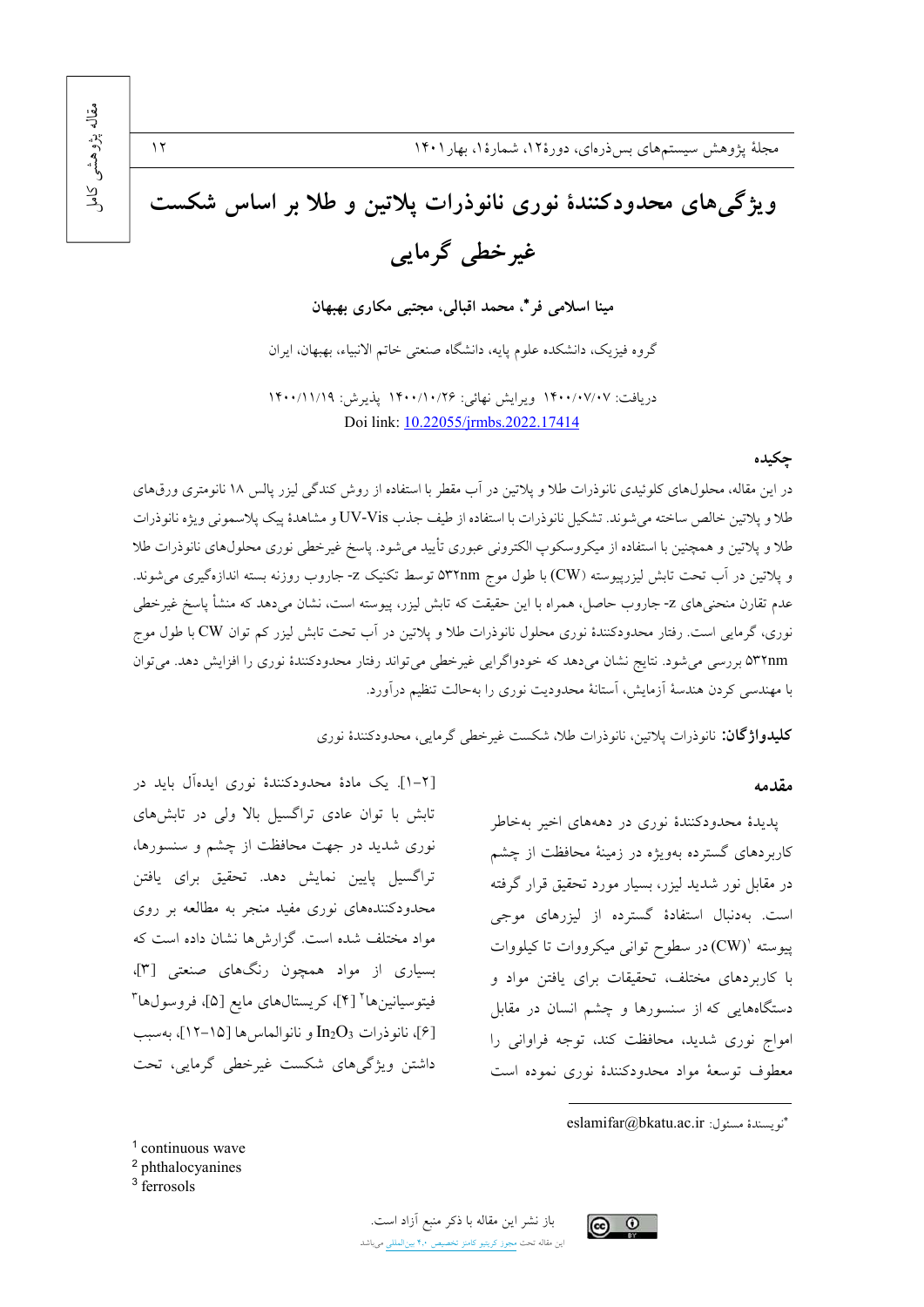# ویژگی‌های محدودکنندهٔ نوری نانوذرات پلاتین و طلا بر اساس شکست غیرخطی گرمایی

**مینا اسلامی فر\*، محمد اقبالی، مجتبی مکاری بهبهان**

گروه فیزیک، دانشکده علوم پایه، دانشگاه صنعتی خاتم الانبیاء، بهبهان، ایران

دریافت: ۱۴۰۰/۰۷/۰۷ ویرایش نهائی: ۱۴۰۰/۱۰/۲۶ پذیرش: ۱۴۰۰/۱۱/۱۹

Doi link: 10.22055/jrmbs.2022.17414

## چکیده

در این مقاله، محلول‌های کلوئیدی نانوذرات طلا و پلاتین در آب مقطر با استفاده از روش کندگی لیزر پالس ۱۸ نانومتری ورق‌های طلا و پلاتین خالص ساخته می‌شوند. تشکیل نانوذرات با استفاده از طیف جذب UV-Vis و مشاهدهٔ پیک پلاسمونی ویژه نانوذرات طلا و پلاتین و همچنین با استفاده از میکروسکوپ الکترونی عبوری تأیید می‌شود. پاسخ غیرخطی نوری محلول‌های نانوذرات طلا و پلاتین در آب تحت تابش لیزرپیوسته (CW) با طول موج ۵۳۲nm توسط تکنیک z- جاروب روزنه بسته اندازه‌گیری می‌شوند. عدم تقارن منحنی‌های z- جاروب حاصل، همراه با این حقیقت که تابش لیزر، پیوسته است، نشان می‌دهد که منشأ پاسخ غیرخطی نوری، گرمایی است. رفتار محدودکنندهٔ نوری محلول نانوذرات طلا و پلاتین در آب تحت تابش لیزر کم توان CW با طول موج ۵۳۲nm بررسی می‌شود. نتایج نشان می‌دهد که خودواگرایی غیرخطی می‌تواند رفتار محدودکنندهٔ نوری را افزایش دهد. می‌توان با مهندسی کردن هندسهٔ آزمایش، آستانهٔ محدودیت نوری را به‌حالت تنظیم درآورد.

**کلیدواژگان:** نانوذرات پلاتین، نانوذرات طلا، شکست غیرخطی گرمایی، محدودکنندهٔ نوری

## مقدمه

پدیدهٔ محدودکنندهٔ نوری در دهه‌های اخیر به‌خاطر کاربردهای گسترده به‌ویژه در زمینهٔ محافظت از چشم در مقابل نور شدید لیزر، بسیار مورد تحقیق قرار گرفته است. به‌دنبال استفادهٔ گسترده از لیزرهای موجی پیوسته (CW)[1] در سطوح توانی میکرووات تا کیلووات با کاربردهای مختلف، تحقیقات برای یافتن مواد و دستگاه‌هایی که از سنسورها و چشم انسان در مقابل امواج نوری شدید، محافظت کند، توجه فراوانی را معطوف توسعهٔ مواد محدودکنندهٔ نوری نموده است [۱-۲]. یک مادهٔ محدودکنندهٔ نوری ایده‌آل باید در تابش با توان عادی تراگسیل بالا ولی در تابش‌های نوری شدید در جهت محافظت از چشم و سنسورها، تراگسیل پایین نمایش دهد. تحقیق برای یافتن محدودکننده‌های نوری مفید منجر به مطالعه بر روی مواد مختلف شده است. گزارش‌ها نشان داده است که بسیاری از مواد همچون رنگ‌های صنعتی [۳]، فیتوسیانین‌ها[2] [۴]، کریستال‌های مایع [۵]، فروسول‌ها[3] [۶]، نانوذرات $In_2O_3$ و نانوالماس‌ها [۱۵-۱۲]، به‌سبب داشتن ویژگی‌های شکست غیرخطی گرمایی، تحت

\*نویسندهٔ مسئول: eslamifar@bkatu.ac.ir

[1] continuous wave
[2] phthalocyanines
[3] ferrosols

باز نشر این مقاله با ذکر منبع آزاد است.
این مقاله تحت مجوز کریتیو کامنز تخصیص ۴.۰ بین‌المللی می‌باشد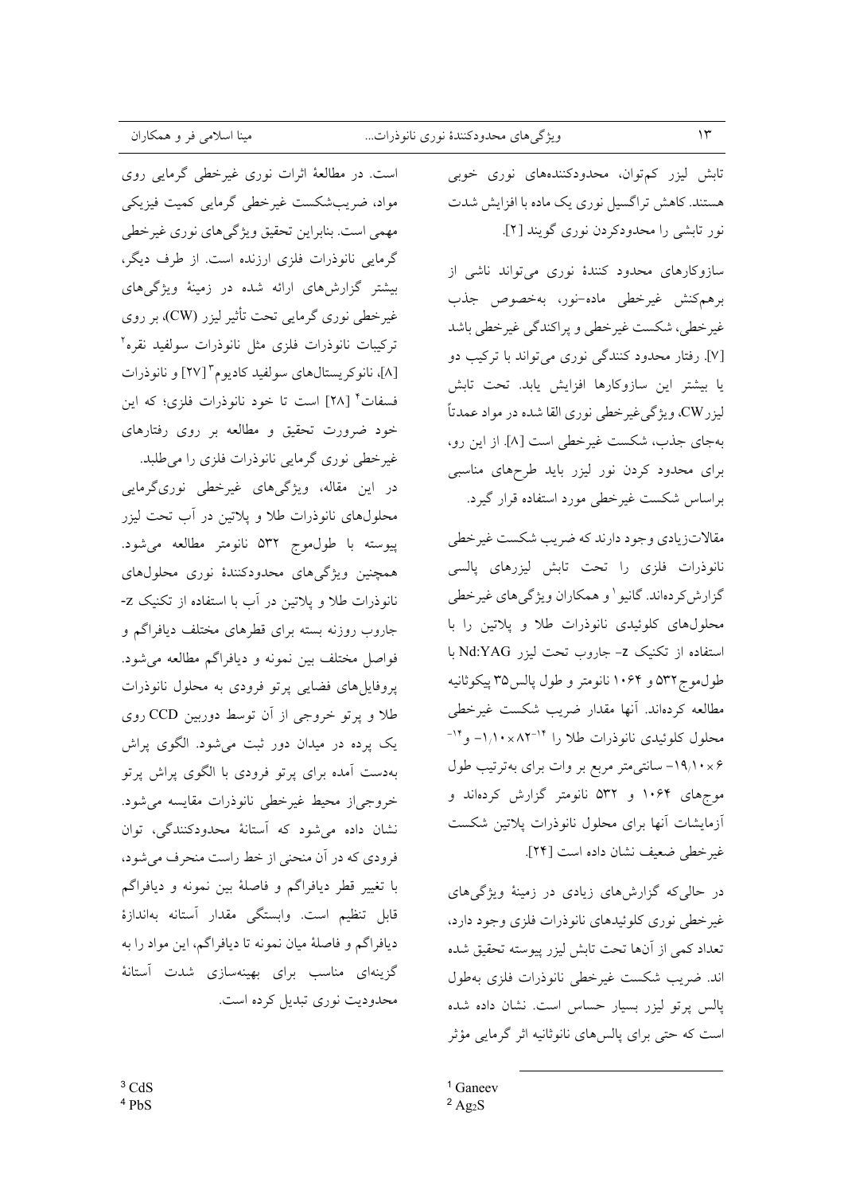تابش لیزر کم‌توان، محدودکننده‌های نوری خوبی هستند. کاهش تراگسیل نوری یک ماده با افزایش شدت نور تابشی را محدودکردن نوری گویند [۲].

سازوکارهای محدود کنندهٔ نوری می‌تواند ناشی از برهم‌کنش غیرخطی ماده-نور، به‌خصوص جذب غیرخطی، شکست غیرخطی و پراکندگی غیرخطی باشد [۷]. رفتار محدود کنندگی نوری می‌تواند با ترکیب دو یا بیشتر این سازوکارها افزایش یابد. تحت تابش لیزرCW، ویژگی غیرخطی نوری القا شده در مواد عمدتاً به‌جای جذب، شکست غیرخطی است [۸]. از این رو، برای محدود کردن نور لیزر باید طرح‌های مناسبی براساس شکست غیرخطی مورد استفاده قرار گیرد.

مقالات زیادی وجود دارند که ضریب شکست غیرخطی نانوذرات فلزی را تحت تابش لیزرهای پالسی گزارش کرده‌اند. گانیو[1] و همکاران ویژگی‌های غیرخطی محلول‌های کلوئیدی نانوذرات طلا و پلاتین را با استفاده از تکنیک z- جاروب تحت لیزر Nd:YAG با طول‌موج ۵۳۲ و ۱۰۶۴ نانومتر و طول پالس ۳۵ پیکوثانیه مطالعه کرده‌اند. آنها مقدار ضریب شکست غیرخطی محلول کلوئیدی نانوذرات طلا را $^{-14}$۱۰×۱٫۸۲- و $^{-14}$۱۰×۶٫۱۹- سانتی‌متر مربع بر وات برای به‌ترتیب طول موج‌های ۱۰۶۴ و ۵۳۲ نانومتر گزارش کرده‌اند و آزمایشات آنها برای محلول نانوذرات پلاتین شکست غیرخطی ضعیف نشان داده است [۲۴].

در حالی‌که گزارش‌های زیادی در زمینهٔ ویژگی‌های غیرخطی نوری کلوئیدهای نانوذرات فلزی وجود دارد، تعداد کمی از آنها تحت تابش لیزر پیوسته تحقیق شده اند. ضریب شکست غیرخطی نانوذرات فلزی به‌طول پالس پرتو لیزر بسیار حساس است. نشان داده شده است که حتی برای پالس‌های نانوثانیه اثر گرمایی مؤثر است. در مطالعهٔ اثرات نوری غیرخطی گرمایی روی مواد، ضریب‌شکست غیرخطی گرمایی کمیت فیزیکی مهمی است. بنابراین تحقیق ویژگی‌های نوری غیرخطی گرمایی نانوذرات فلزی ارزنده است. از طرف دیگر، بیشتر گزارش‌های ارائه شده در زمینهٔ ویژگی‌های غیرخطی نوری گرمایی تحت تأثیر لیزر (CW)، بر روی ترکیبات نانوذرات فلزی مثل نانوذرات سولفید نقره[2] [۸]، نانوکریستال‌های سولفید کادیوم[3] [۲۷] و نانوذرات فسفات[4] [۲۸] است تا خود نانوذرات فلزی؛ که این خود ضرورت تحقیق و مطالعه بر روی رفتارهای غیرخطی نوری گرمایی نانوذرات فلزی را می‌طلبد.

در این مقاله، ویژگی‌های غیرخطی نوری‌گرمایی محلول‌های نانوذرات طلا و پلاتین در آب تحت لیزر پیوسته با طول‌موج ۵۳۲ نانومتر مطالعه می‌شود. همچنین ویژگی‌های محدودکنندهٔ نوری محلول‌های نانوذرات طلا و پلاتین در آب با استفاده از تکنیک z- جاروب روزنه بسته برای قطرهای مختلف دیافراگم و فواصل مختلف بین نمونه و دیافراگم مطالعه می‌شود. پروفایل‌های فضایی پرتو فرودی به محلول نانوذرات طلا و پرتو خروجی از آن توسط دوربین CCD روی یک پرده در میدان دور ثبت می‌شود. الگوی پراش به‌دست آمده برای پرتو فرودی با الگوی پراش پرتو خروجی از محیط غیرخطی نانوذرات مقایسه می‌شود. نشان داده می‌شود که آستانهٔ محدودکنندگی، توان فرودی که در آن منحنی از خط راست منحرف می‌شود، با تغییر قطر دیافراگم و فاصلهٔ بین نمونه و دیافراگم قابل تنظیم است. وابستگی مقدار آستانه به‌اندازهٔ دیافراگم و فاصلهٔ میان نمونه تا دیافراگم، این مواد را به گزینه‌ای مناسب برای بهینه‌سازی شدت آستانهٔ محدودیت نوری تبدیل کرده است.

---

[1] Ganeev
[2] $Ag_2S$
[3] CdS
[4] PbS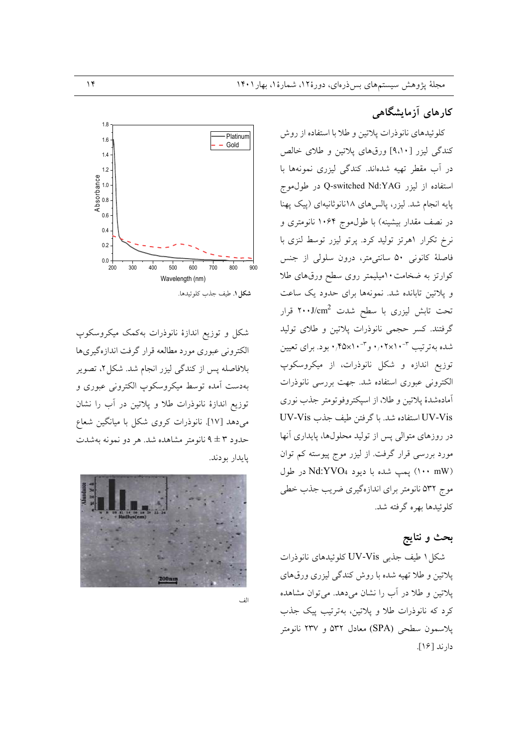## کارهای آزمایشگاهی

کلوئیدهای نانوذرات پلاتین و طلا با استفاده از روش کندگی لیزر [۹،۱۰] ورق‌های پلاتین و طلای خالص در آب مقطر تهیه شده‌اند. کندگی لیزری نمونه‌ها با استفاده از لیزر Q-switched Nd:YAG در طول‌موج پایه انجام شد. لیزر، پالس‌های ۱۸نانوثانیه‌ای (پیک پهنا در نصف مقدار بیشینه) با طول‌موج ۱۰۶۴ نانومتری و نرخ تکرار ۱هرتز تولید کرد. پرتو لیزر توسط لنزی با فاصلهٔ کانونی ۵۰ سانتی‌متر، درون سلولی از جنس کوارتز به ضخامت ۱۰میلیمتر روی سطح ورق‌های طلا و پلاتین تابانده شد. نمونه‌ها برای حدود یک ساعت تحت تابش لیزری با سطح شدت ۲۰۰J/cm$^2$ قرار گرفتند. کسر حجمی نانوذرات پلاتین و طلای تولید شده به‌ترتیب $۰٫۰۲\times۱۰^{-۳}$ و $۰٫۴۵\times۱۰^{-۳}$ بود. برای تعیین توزیع اندازه و شکل نانوذرات، از میکروسکوپ الکترونی عبوری استفاده شد. جهت بررسی نانوذرات آماده‌شدهٔ پلاتین و طلا، از اسپکتروفوتومتر جذب نوری UV-Vis استفاده شد. با گرفتن طیف جذب UV-Vis در روزهای متوالی پس از تولید محلول‌ها، پایداری آنها مورد بررسی قرار گرفت. از لیزر موج پیوسته کم توان (۱۰۰ mW) پمپ شده با دیود $Nd:YVO_4$ در طول موج ۵۳۲ نانومتر برای اندازه‌گیری ضریب جذب خطی کلوئیدها بهره گرفته شد.

## بحث و نتایج

شکل ۱ طیف جذبی UV-Vis کلوئیدهای نانوذرات پلاتین و طلا تهیه شده با روش کندگی لیزری ورق‌های پلاتین و طلا در آب را نشان می‌دهد. می‌توان مشاهده کرد که نانوذرات طلا و پلاتین، به‌ترتیب پیک جذب پلاسمون سطحی (SPA) معادل ۵۳۲ و ۲۳۷ نانومتر دارند [۱۶].

**شکل ۱.** طیف جذب کلوئیدها.

شکل و توزیع اندازهٔ نانوذرات به‌کمک میکروسکوپ الکترونی عبوری مورد مطالعه قرار گرفت اندازه‌گیری‌ها بلافاصله پس از کندگی لیزر انجام شد. شکل ۲، تصویر به‌دست آمده توسط میکروسکوپ الکترونی عبوری و توزیع اندازهٔ نانوذرات طلا و پلاتین در آب را نشان می‌دهد [۱۷]. نانوذرات کروی شکل با میانگین شعاع حدود ۳ ± ۹ نانومتر مشاهده شد. هر دو نمونه به‌شدت پایدار بودند.

الف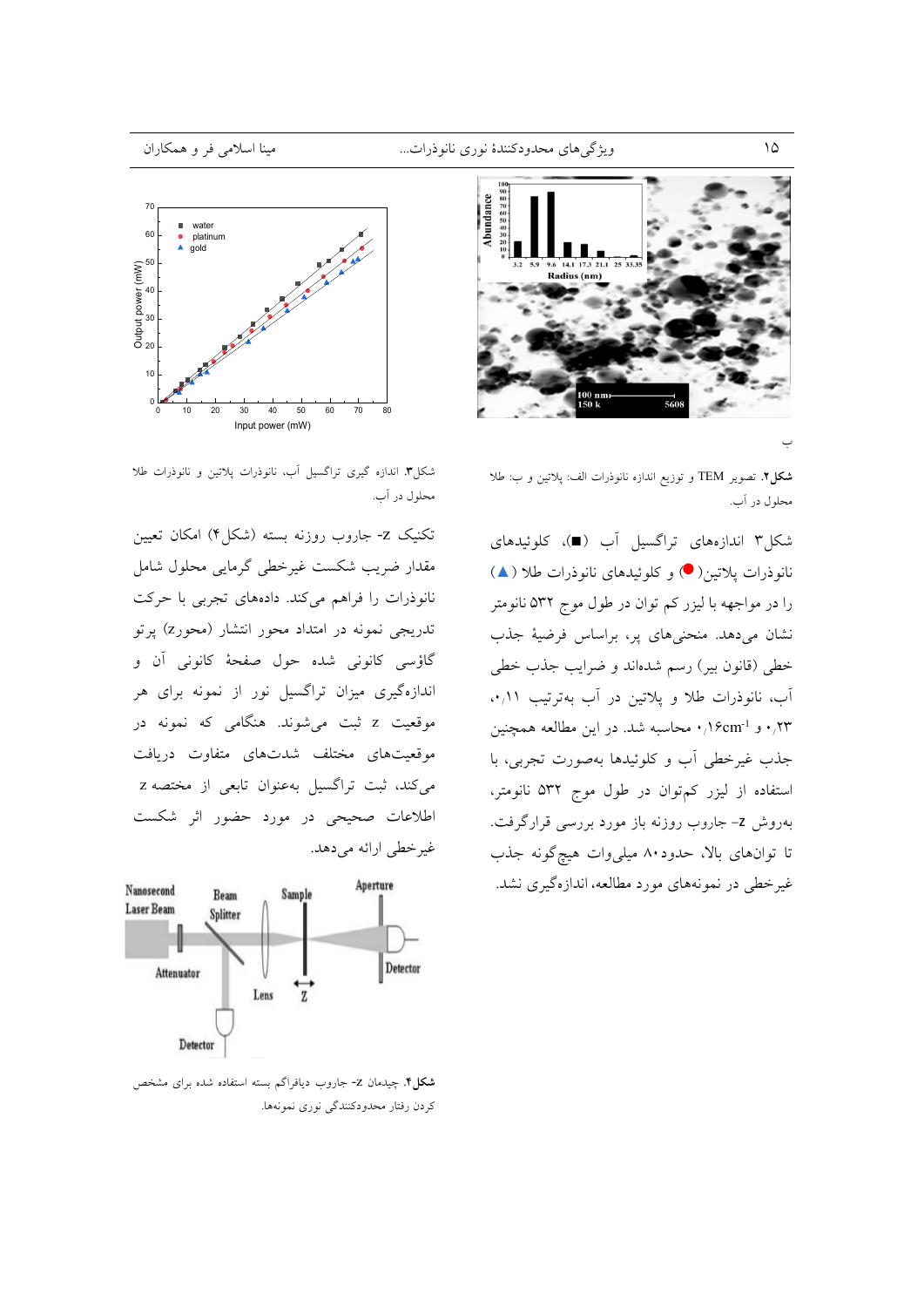ب

**شکل۲.** تصویر TEM و توزیع اندازه نانوذرات الف: پلاتین و ب: طلا محلول در آب.

شکل۳ اندازه‌های تراگسیل آب (■)، کلوئیدهای نانوذرات پلاتین(●) و کلوئیدهای نانوذرات طلا (▲) را در مواجهه با لیزر کم توان در طول موج ۵۳۲ نانومتر نشان می‌دهد. منحنی‌های پر، براساس فرضیهٔ جذب خطی (قانون بیر) رسم شده‌اند و ضرایب جذب خطی آب، نانوذرات طلا و پلاتین در آب به‌ترتیب ۰٫۱۱، ۰٫۲۳ و $0{,}16\text{cm}^{-1}$ محاسبه شد. در این مطالعه همچنین جذب غیرخطی آب و کلوئیدها به‌صورت تجربی، با استفاده از لیزر کم‌توان در طول موج ۵۳۲ نانومتر، به‌روش z- جاروب روزنه باز مورد بررسی قرارگرفت. تا توان‌های بالا، حدود۸۰ میلی‌وات هیچ‌گونه جذب غیرخطی در نمونه‌های مورد مطالعه، اندازه‌گیری نشد.

**شکل۳.** اندازه گیری تراگسیل آب، نانوذرات پلاتین و نانوذرات طلا محلول در آب.

تکنیک z- جاروب روزنه بسته (شکل۴) امکان تعیین مقدار ضریب شکست غیرخطی گرمایی محلول شامل نانوذرات را فراهم می‌کند. داده‌های تجربی با حرکت تدریجی نمونه در امتداد محور انتشار (محورz) پرتو گاؤسی کانونی شده حول صفحهٔ کانونی آن و اندازه‌گیری میزان تراگسیل نور از نمونه برای هر موقعیت z ثبت می‌شوند. هنگامی که نمونه در موقعیت‌های مختلف شدت‌های متفاوت دریافت می‌کند، ثبت تراگسیل به‌عنوان تابعی از مختصه z اطلاعات صحیحی در مورد حضور اثر شکست غیرخطی ارائه می‌دهد.

**شکل۴.** چیدمان z- جاروب دیافراگم بسته استفاده شده برای مشخص کردن رفتار محدودکنندگی نوری نمونه‌ها.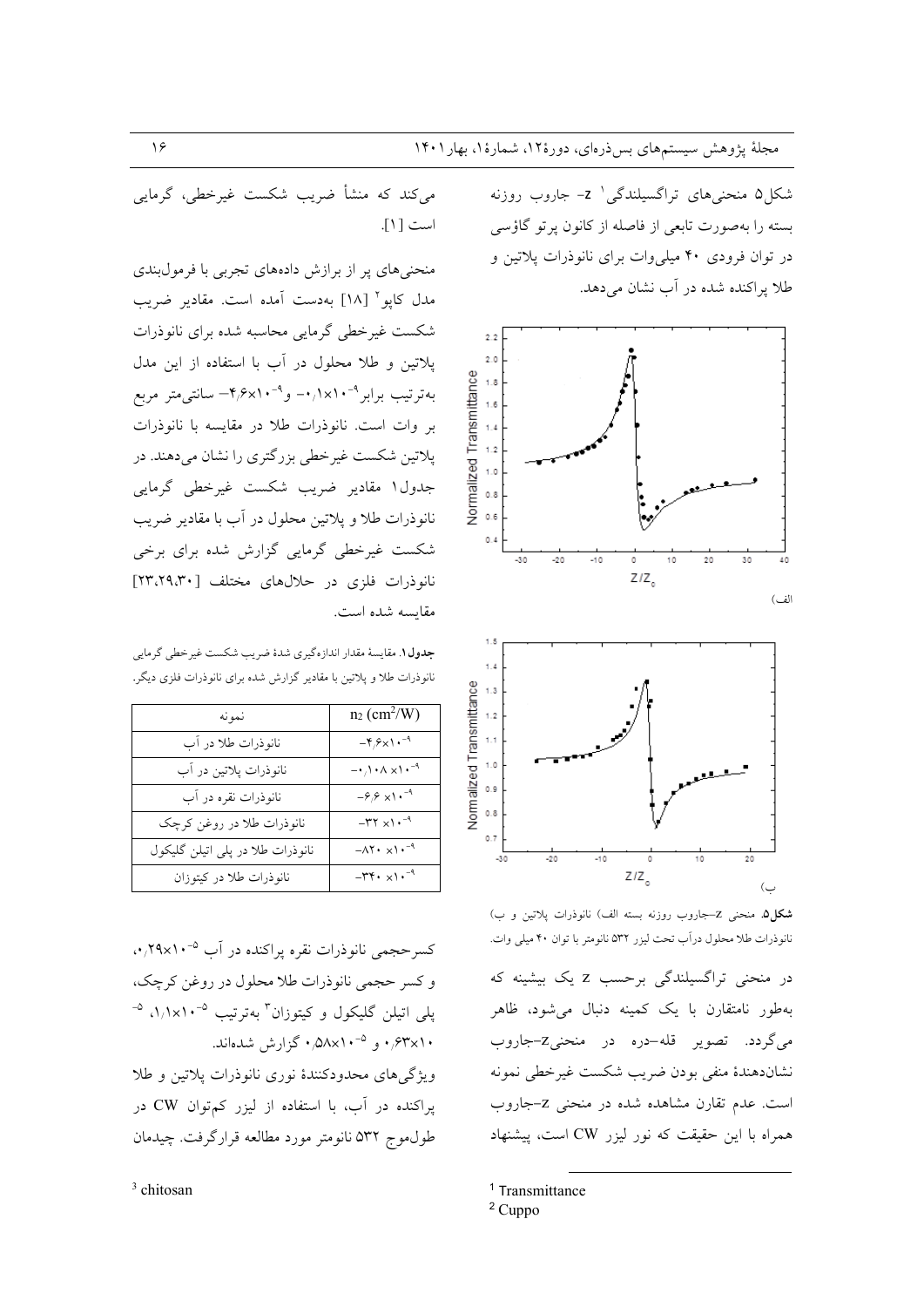شکل۵ منحنی‌های تراگسیلندگی[1] z- جاروب روزنه بسته را به‌صورت تابعی از فاصله از کانون پرتو گاؤسی در توان فرودی ۴۰ میلی‌وات برای نانوذرات پلاتین و طلا پراکنده شده در آب نشان می‌دهد.

(الف)

(ب)

**شکل۵.** منحنی z–جاروب روزنه بسته الف) نانوذرات پلاتین و ب) نانوذرات طلا محلول درآب تحت لیزر ۵۳۲ نانومتر با توان ۴۰ میلی وات.

در منحنی تراگسیلندگی برحسب z یک بیشینه که به‌طور نامتقارن با یک کمینه دنبال می‌شود، ظاهر می‌گردد. تصویر قله–دره در منحنیz–جاروب نشان‌دهندهٔ منفی بودن ضریب شکست غیرخطی نمونه است. عدم تقارن مشاهده شده در منحنی z–جاروب همراه با این حقیقت که نور لیزر CW است، پیشنهاد می‌کند که منشأ ضریب شکست غیرخطی، گرمایی است [۱].

منحنی‌های پر از برازش داده‌های تجربی با فرمول‌بندی مدل کاپو[2] [۱۸] به‌دست آمده است. مقادیر ضریب شکست غیرخطی گرمایی محاسبه شده برای نانوذرات پلاتین و طلا محلول در آب با استفاده از این مدل به‌ترتیب برابر $-0.1\times10^{-9}$ و $-4.6\times10^{-9}$ سانتی‌متر مربع بر وات است. نانوذرات طلا در مقایسه با نانوذرات پلاتین شکست غیرخطی بزرگتری را نشان می‌دهند. در جدول۱ مقادیر ضریب شکست غیرخطی گرمایی نانوذرات طلا و پلاتین محلول در آب با مقادیر ضریب شکست غیرخطی گرمایی گزارش شده برای برخی نانوذرات فلزی در حلال‌های مختلف [۲۳،۲۹،۳۰] مقایسه شده است.

**جدول۱.** مقایسهٔ مقدار اندازه‌گیری شدهٔ ضریب شکست غیرخطی گرمایی نانوذرات طلا و پلاتین با مقادیر گزارش شده برای نانوذرات فلزی دیگر.

| نمونه | $n_2$ $(cm^2/W)$ |
|---|---|
| نانوذرات طلا در آب | $-4.6\times10^{-9}$ |
| نانوذرات پلاتین در آب | $-0.108\times10^{-9}$ |
| نانوذرات نقره در آب | $-6.6\times10^{-9}$ |
| نانوذرات طلا در روغن کرچک | $-32\times10^{-9}$ |
| نانوذرات طلا در پلی اتیلن گلیکول | $-820\times10^{-9}$ |
| نانوذرات طلا در کیتوزان | $-340\times10^{-9}$ |

کسرحجمی نانوذرات نقره پراکنده در آب $0.29\times10^{-5}$، و کسر حجمی نانوذرات طلا محلول در روغن کرچک، پلی اتیلن گلیکول و کیتوزان[3] به‌ترتیب $1.1\times10^{-5}$، $0.63\times10^{-5}$ و $0.58\times10^{-5}$ گزارش شده‌اند.

ویژگی‌های محدودکنندهٔ نوری نانوذرات پلاتین و طلا پراکنده در آب، با استفاده از لیزر کم‌توان CW در طول‌موج ۵۳۲ نانومتر مورد مطالعه قرارگرفت. چیدمان

---

[1] Transmittance

[2] Cuppo

[3] chitosan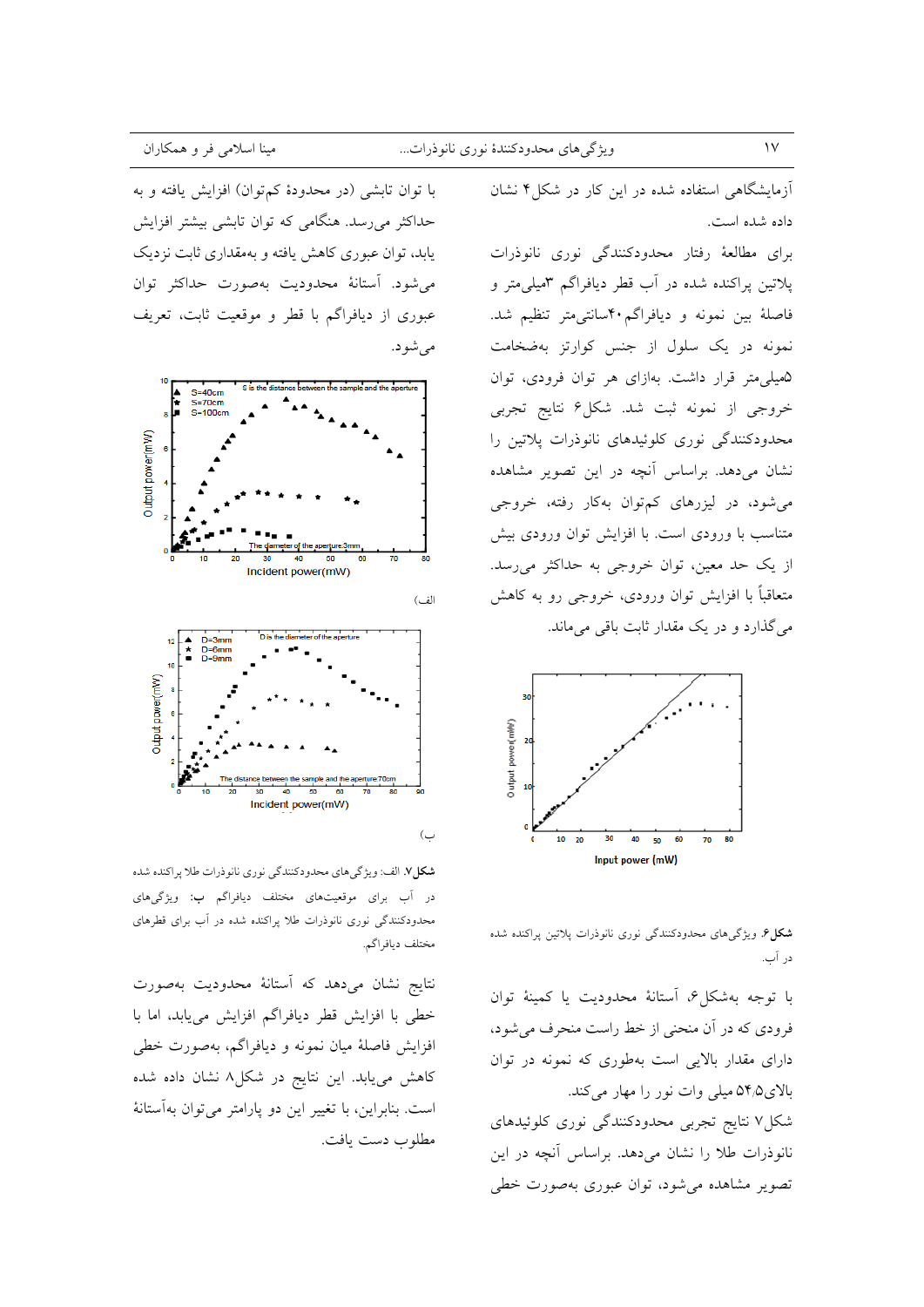آزمایشگاهی استفاده شده در این کار در شکل۴ نشان داده شده است.

برای مطالعهٔ رفتار محدودکنندگی نوری نانوذرات پلاتین پراکنده شده در آب قطر دیافراگم ۳میلی‌متر و فاصلهٔ بین نمونه و دیافراگم ۴۰سانتی‌متر تنظیم شد. نمونه در یک سلول از جنس کوارتز به‌ضخامت ۵میلی‌متر قرار داشت. به‌ازای هر توان فرودی، توان خروجی از نمونه ثبت شد. شکل۶ نتایج تجربی محدودکنندگی نوری کلوئیدهای نانوذرات پلاتین را نشان می‌دهد. براساس آنچه در این تصویر مشاهده می‌شود، در لیزرهای کم‌توان به‌کار رفته، خروجی متناسب با ورودی است. با افزایش توان ورودی بیش از یک حد معین، توان خروجی به حداکثر می‌رسد. متعاقباً با افزایش توان ورودی، خروجی رو به کاهش می‌گذارد و در یک مقدار ثابت باقی می‌ماند.

**شکل۶.** ویژگی‌های محدودکنندگی نوری نانوذرات پلاتین پراکنده شده در آب.

با توجه به‌شکل۶، آستانهٔ محدودیت یا کمینهٔ توان فرودی که در آن منحنی از خط راست منحرف می‌شود، دارای مقدار بالایی است به‌طوری که نمونه در توان بالای۵۴٫۵ میلی وات نور را مهار می‌کند.

شکل۷ نتایج تجربی محدودکنندگی نوری کلوئیدهای نانوذرات طلا را نشان می‌دهد. براساس آنچه در این تصویر مشاهده می‌شود، توان عبوری به‌صورت خطی با توان تابشی (در محدودهٔ کم‌توان) افزایش یافته و به حداکثر می‌رسد. هنگامی که توان تابشی بیشتر افزایش یابد، توان عبوری کاهش یافته و به‌مقداری ثابت نزدیک می‌شود. آستانهٔ محدودیت به‌صورت حداکثر توان عبوری از دیافراگم با قطر و موقعیت ثابت، تعریف می‌شود.

(الف)

(ب)

**شکل۷.** الف: ویژگی‌های محدودکنندگی نوری نانوذرات طلا پراکنده شده در آب برای موقعیت‌های مختلف دیافراگم **ب:** ویژگی‌های محدودکنندگی نوری نانوذرات طلا پراکنده شده در آب برای قطرهای مختلف دیافراگم.

نتایج نشان می‌دهد که آستانهٔ محدودیت به‌صورت خطی با افزایش قطر دیافراگم افزایش می‌یابد، اما با افزایش فاصلهٔ میان نمونه و دیافراگم، به‌صورت خطی کاهش می‌یابد. این نتایج در شکل۸ نشان داده شده است. بنابراین، با تغییر این دو پارامتر می‌توان به‌آستانهٔ مطلوب دست یافت.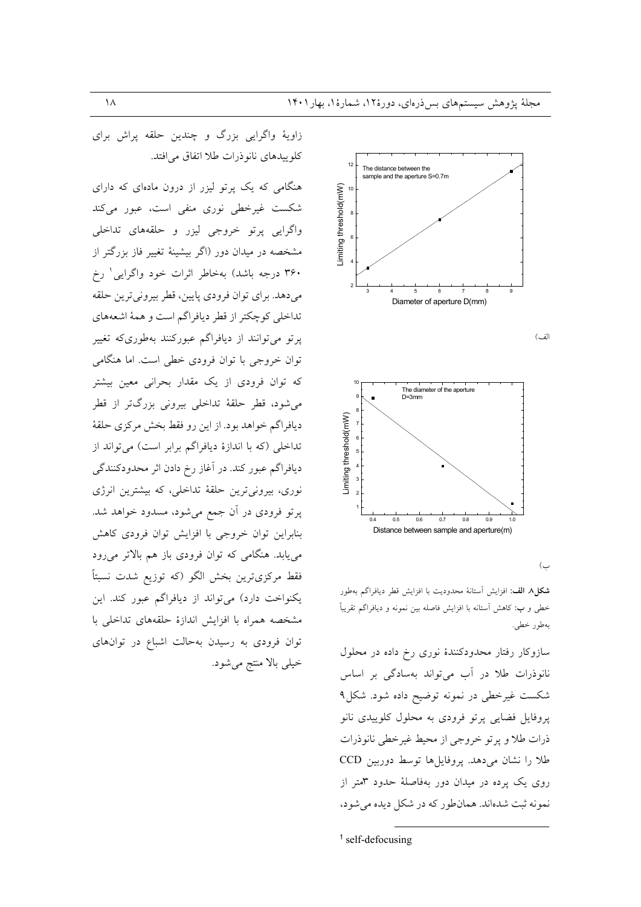زاویهٔ واگرایی بزرگ و چندین حلقه پراش برای کلوییدهای نانوذرات طلا اتفاق می‌افتد.

هنگامی که یک پرتو لیزر از درون ماده‌ای که دارای شکست غیرخطی نوری منفی است، عبور می‌کند واگرایی پرتو خروجی لیزر و حلقه‌های تداخلی مشخصه در میدان دور (اگر بیشینهٔ تغییر فاز بزرگتر از ۳۶۰ درجه باشد) به‌خاطر اثرات خود واگرایی[1] رخ می‌دهد. برای توان فرودی پایین، قطر بیرونی‌ترین حلقه تداخلی کوچکتر از قطر دیافراگم است و همهٔ اشعه‌های پرتو می‌توانند از دیافراگم عبورکنند به‌طوری‌که تغییر توان خروجی با توان فرودی خطی است. اما هنگامی که توان فرودی از یک مقدار بحرانی معین بیشتر می‌شود، قطر حلقهٔ تداخلی بیرونی بزرگ‌تر از قطر دیافراگم خواهد بود. از این رو فقط بخش مرکزی حلقهٔ تداخلی (که با اندازهٔ دیافراگم برابر است) می‌تواند از دیافراگم عبور کند. در آغاز رخ دادن اثر محدودکنندگی نوری، بیرونی‌ترین حلقهٔ تداخلی، که بیشترین انرژی پرتو فرودی در آن جمع می‌شود، مسدود خواهد شد. بنابراین توان خروجی با افزایش توان فرودی کاهش می‌یابد. هنگامی که توان فرودی باز هم بالاتر می‌رود فقط مرکزی‌ترین بخش الگو (که توزیع شدت نسبتاً یکنواخت دارد) می‌تواند از دیافراگم عبور کند. این مشخصه همراه با افزایش اندازهٔ حلقه‌های تداخلی با توان فرودی به رسیدن به‌حالت اشباع در توان‌های خیلی بالا منتج می‌شود.

الف)

ب)

**شکل۸ الف:** افزایش آستانهٔ محدودیت با افزایش قطر دیافراگم به‌طور خطی و **ب:** کاهش آستانه با افزایش فاصله بین نمونه و دیافراگم تقریباً به‌طور خطی.

سازوکار رفتار محدودکنندهٔ نوری رخ داده در محلول نانوذرات طلا در آب می‌تواند به‌سادگی بر اساس شکست غیرخطی در نمونه توضیح داده شود. شکل۹ پروفایل فضایی پرتو فرودی به محلول کلوییدی نانو ذرات طلا و پرتو خروجی از محیط غیرخطی نانوذرات طلا را نشان می‌دهد. پروفایل‌ها توسط دوربین CCD روی یک پرده در میدان دور به‌فاصلهٔ حدود ۳متر از نمونه ثبت شده‌اند. همان‌طور که در شکل دیده می‌شود،

[1] self-defocusing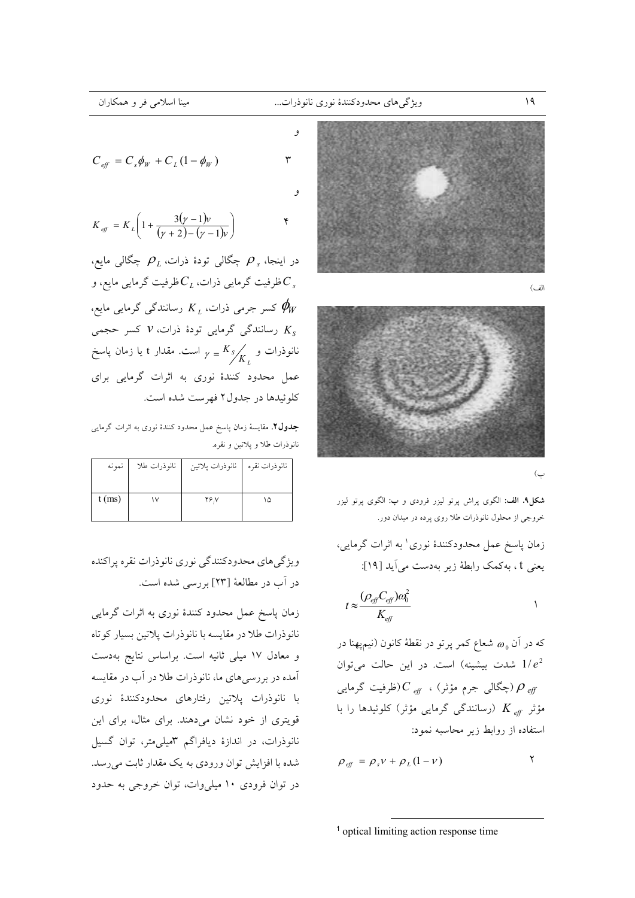الف)

ب)

**شکل۹. الف:** الگوی پراش پرتو لیزر فرودی و **ب:** الگوی پرتو لیزر خروجی از محلول نانوذرات طلا روی پرده در میدان دور.

زمان پاسخ عمل محدودکنندۀ نوری[1] به اثرات گرمایی، یعنی t ، به‌کمک رابطۀ زیر به‌دست می‌آید [۱۹]:

$$t \approx \frac{(\rho_{eff} C_{eff})\omega_0^2}{K_{eff}} \qquad ۱$$

که در آن $\omega_0$ شعاع کمر پرتو در نقطۀ کانون (نیم‌پهنا در $1/e^2$ شدت بیشینه) است. در این حالت می‌توان $\rho_{eff}$ (چگالی جرم مؤثر) ، $C_{eff}$ (ظرفیت گرمایی مؤثر) $K_{eff}$ (رسانندگی گرمایی مؤثر) کلوئیدها را با استفاده از روابط زیر محاسبه نمود:

$$\rho_{eff} = \rho_s v + \rho_L (1 - v) \qquad ۲$$

و

$$C_{eff} = C_s \phi_W + C_L (1 - \phi_W) \qquad ۳$$

و

$$K_{eff} = K_L \left( 1 + \frac{3(\gamma - 1)v}{(\gamma + 2) - (\gamma - 1)v} \right) \qquad ۴$$

در اینجا، $\rho_s$ چگالی تودۀ ذرات، $\rho_L$ چگالی مایع، $C_s$ ظرفیت گرمایی ذرات، $C_L$ ظرفیت گرمایی مایع، و $\phi_W$ کسر جرمی ذرات، $K_L$ رسانندگی گرمایی مایع، $K_S$ رسانندگی گرمایی تودۀ ذرات، $v$ کسر حجمی نانوذرات و $\gamma = K_S / K_L$ است. مقدار t یا زمان پاسخ عمل محدود کنندۀ نوری به اثرات گرمایی برای کلوئیدها در جدول۲ فهرست شده است.

**جدول۲.** مقایسۀ زمان پاسخ عمل محدود کنندۀ نوری به اثرات گرمایی نانوذرات طلا و پلاتین و نقره.

| نمونه | نانوذرات طلا | نانوذرات پلاتین | نانوذرات نقره |
|---|---|---|---|
| t (ms) | ۱۷ | ۲۶٫۷ | ۱۵ |

ویژگی‌های محدودکنندگی نوری نانوذرات نقره پراکنده در آب در مطالعۀ [۲۳] بررسی شده است.

زمان پاسخ عمل محدود کنندۀ نوری به اثرات گرمایی نانوذرات طلا در مقایسه با نانوذرات پلاتین بسیار کوتاه و معادل ۱۷ میلی ثانیه است. براساس نتایج به‌دست آمده در بررسی‌های ما، نانوذرات طلا در آب در مقایسه با نانوذرات پلاتین رفتارهای محدودکنندۀ نوری قویتری از خود نشان می‌دهند. برای مثال، برای این نانوذرات، در اندازۀ دیافراگم ۳میلی‌متر، توان گسیل شده با افزایش توان ورودی به یک مقدار ثابت می‌رسد. در توان فرودی ۱۰ میلی‌وات، توان خروجی به حدود

[1] optical limiting action response time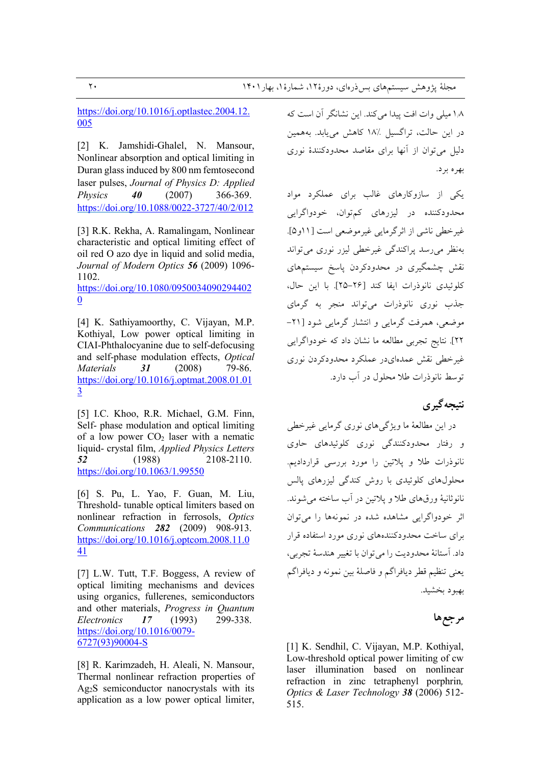۱٫۸ میلی وات افت پیدا می‌کند. این نشانگر آن است که در این حالت، تراگسیل ۱۸٪ کاهش می‌یابد. به‌همین دلیل می‌توان از آنها برای مقاصد محدودکنندهٔ نوری بهره برد.

یکی از سازوکارهای غالب برای عملکرد مواد محدودکننده در لیزرهای کم‌توان، خودواگرایی غیرخطی ناشی از اثرگرمایی غیرموضعی است [۱۱و۵]. به‌نظر می‌رسد پراکندگی غیرخطی لیزر نوری می‌تواند نقش چشمگیری در محدودکردن پاسخ سیستم‌های کلوئیدی نانوذرات ایفا کند [۲۶–۲۵]. با این حال، جذب نوری نانوذرات می‌تواند منجر به گرمای موضعی، همرفت گرمایی و انتشار گرمایی شود [۲۱–۲۲]. نتایج تجربی مطالعه ما نشان داد که خودواگرایی غیرخطی نقش عمده‌ای‌در عملکرد محدودکردن نوری توسط نانوذرات طلا محلول در آب دارد.

## نتیجه‌گیری

در این مطالعهٔ ما ویژگی‌های نوری گرمایی غیرخطی و رفتار محدودکنندگی نوری کلوئیدهای حاوی نانوذرات طلا و پلاتین را مورد بررسی قراردادیم. محلول‌های کلوئیدی با روش کندگی لیزرهای پالس نانوثانیهٔ ورق‌های طلا و پلاتین در آب ساخته می‌شوند. اثر خودواگرایی مشاهده شده در نمونه‌ها را می‌توان برای ساخت محدودکننده‌های نوری مورد استفاده قرار داد. آستانهٔ محدودیت را می‌توان با تغییر هندسهٔ تجربی، یعنی تنظیم قطر دیافراگم و فاصلهٔ بین نمونه و دیافراگم بهبود بخشید.

## مرجع‌ها

[1] K. Sendhil, C. Vijayan, M.P. Kothiyal, Low-threshold optical power limiting of cw laser illumination based on nonlinear refraction in zinc tetraphenyl porphrin, *Optics & Laser Technology* **38** (2006) 512-515. https://doi.org/10.1016/j.optlastec.2004.12.005

[2] K. Jamshidi-Ghalel, N. Mansour, Nonlinear absorption and optical limiting in Duran glass induced by 800 nm femtosecond laser pulses, *Journal of Physics D: Applied Physics* **40** (2007) 366-369. https://doi.org/10.1088/0022-3727/40/2/012

[3] R.K. Rekha, A. Ramalingam, Nonlinear characteristic and optical limiting effect of oil red O azo dye in liquid and solid media, *Journal of Modern Optics* **56** (2009) 1096-1102. https://doi.org/10.1080/09500340902944020

[4] K. Sathiyamoorthy, C. Vijayan, M.P. Kothiyal, Low power optical limiting in CIAI-Phthalocyanine due to self-defocusing and self-phase modulation effects, *Optical Materials* **31** (2008) 79-86. https://doi.org/10.1016/j.optmat.2008.01.013

[5] I.C. Khoo, R.R. Michael, G.M. Finn, Self- phase modulation and optical limiting of a low power $CO_2$ laser with a nematic liquid- crystal film, *Applied Physics Letters* **52** (1988) 2108-2110. https://doi.org/10.1063/1.99550

[6] S. Pu, L. Yao, F. Guan, M. Liu, Threshold- tunable optical limiters based on nonlinear refraction in ferrosols, *Optics Communications* **282** (2009) 908-913. https://doi.org/10.1016/j.optcom.2008.11.041

[7] L.W. Tutt, T.F. Boggess, A review of optical limiting mechanisms and devices using organics, fullerenes, semiconductors and other materials, *Progress in Quantum Electronics* **17** (1993) 299-338. https://doi.org/10.1016/0079-6727(93)90004-S

[8] R. Karimzadeh, H. Aleali, N. Mansour, Thermal nonlinear refraction properties of $Ag_2S$ semiconductor nanocrystals with its application as a low power optical limiter,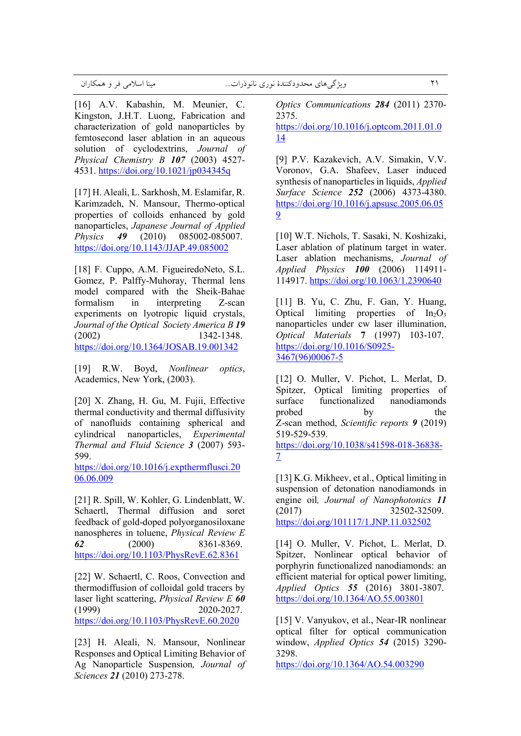Optics Communications ***284*** (2011) 2370-2375. https://doi.org/10.1016/j.optcom.2011.01.014

[9] P.V. Kazakevich, A.V. Simakin, V.V. Voronov, G.A. Shafeev, Laser induced synthesis of nanoparticles in liquids, *Applied Surface Science* ***252*** (2006) 4373-4380. https://doi.org/10.1016/j.apsusc.2005.06.059

[10] W.T. Nichols, T. Sasaki, N. Koshizaki, Laser ablation of platinum target in water. Laser ablation mechanisms, *Journal of Applied Physics* ***100*** (2006) 114911-114917. https://doi.org/10.1063/1.2390640

[11] B. Yu, C. Zhu, F. Gan, Y. Huang, Optical limiting properties of $In_2O_3$ nanoparticles under cw laser illumination, *Optical Materials* ***7*** (1997) 103-107. https://doi.org/10.1016/S0925-3467(96)00067-5

[12] O. Muller, V. Pichot, L. Merlat, D. Spitzer, Optical limiting properties of surface functionalized nanodiamonds probed by the Z-scan method, *Scientific reports* ***9*** (2019) 519-529-539. https://doi.org/10.1038/s41598-018-36838-7

[13] K.G. Mikheev, et al., Optical limiting in suspension of detonation nanodiamonds in engine oil, *Journal of Nanophotonics* ***11*** (2017) 32502-32509. https://doi.org/101117/1.JNP.11.032502

[14] O. Muller, V. Pichot, L. Merlat, D. Spitzer, Nonlinear optical behavior of porphyrin functionalized nanodiamonds: an efficient material for optical power limiting, *Applied Optics* ***55*** (2016) 3801-3807. https://doi.org/10.1364/AO.55.003801

[15] V. Vanyukov, et al., Near-IR nonlinear optical filter for optical communication window, *Applied Optics* ***54*** (2015) 3290-3298. https://doi.org/10.1364/AO.54.003290

[16] A.V. Kabashin, M. Meunier, C. Kingston, J.H.T. Luong, Fabrication and characterization of gold nanoparticles by femtosecond laser ablation in an aqueous solution of cyclodextrins, *Journal of Physical Chemistry B* ***107*** (2003) 4527-4531. https://doi.org/10.1021/jp034345q

[17] H. Aleali, L. Sarkhosh, M. Eslamifar, R. Karimzadeh, N. Mansour, Thermo-optical properties of colloids enhanced by gold nanoparticles, *Japanese Journal of Applied Physics* ***49*** (2010) 085002-085007. https://doi.org/10.1143/JJAP.49.085002

[18] F. Cuppo, A.M. FigueiredoNeto, S.L. Gomez, P. Palffy-Muhoray, Thermal lens model compared with the Sheik-Bahae formalism in interpreting Z-scan experiments on lyotropic liquid crystals, *Journal of the Optical Society America B* ***19*** (2002) 1342-1348. https://doi.org/10.1364/JOSAB.19.001342

[19] R.W. Boyd, *Nonlinear optics*, Academics, New York, (2003).

[20] X. Zhang, H. Gu, M. Fujii, Effective thermal conductivity and thermal diffusivity of nanofluids containing spherical and cylindrical nanoparticles, *Experimental Thermal and Fluid Science* ***3*** (2007) 593-599. https://doi.org/10.1016/j.expthermflusci.2006.06.009

[21] R. Spill, W. Kohler, G. Lindenblatt, W. Schaertl, Thermal diffusion and soret feedback of gold-doped polyorganosiloxane nanospheres in toluene, *Physical Review E* ***62*** (2000) 8361-8369. https://doi.org/10.1103/PhysRevE.62.8361

[22] W. Schaertl, C. Roos, Convection and thermodiffusion of colloidal gold tracers by laser light scattering, *Physical Review E* ***60*** (1999) 2020-2027. https://doi.org/10.1103/PhysRevE.60.2020

[23] H. Aleali, N. Mansour, Nonlinear Responses and Optical Limiting Behavior of Ag Nanoparticle Suspension, *Journal of Sciences* ***21*** (2010) 273-278.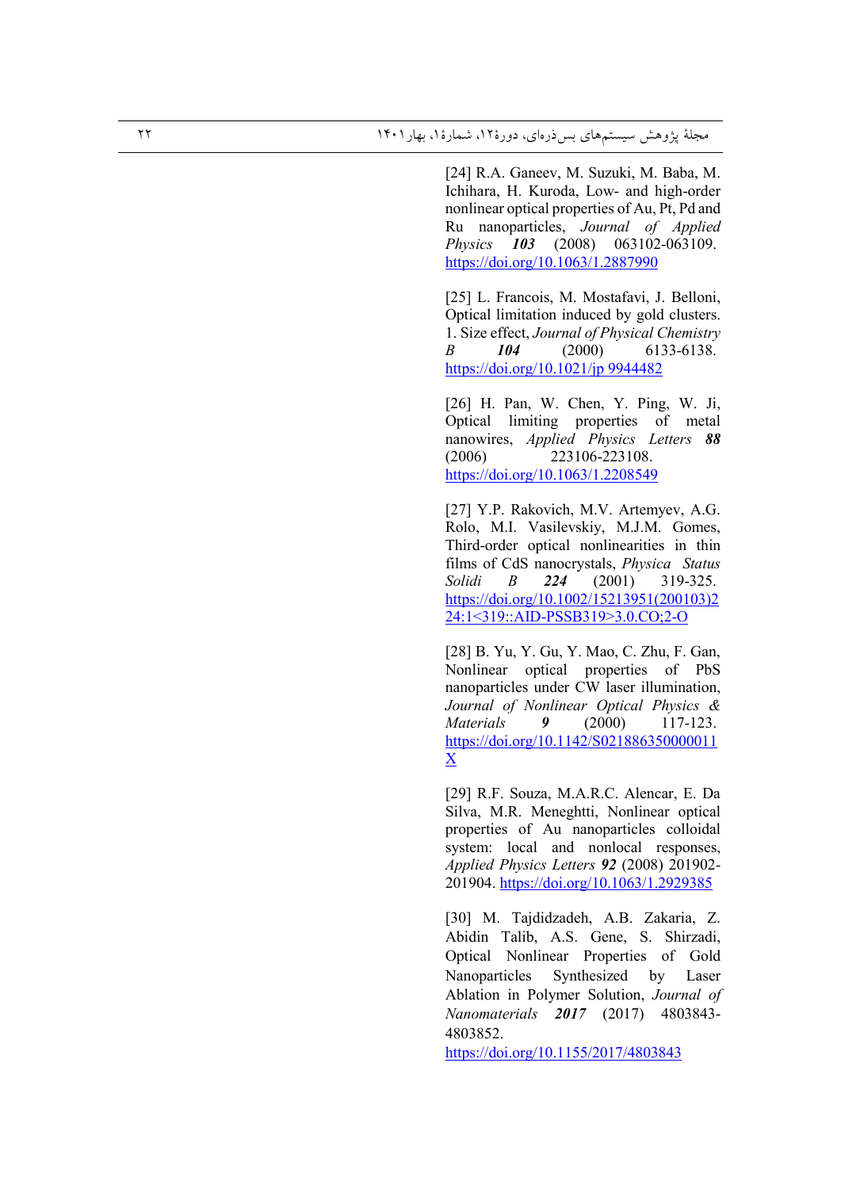[24] R.A. Ganeev, M. Suzuki, M. Baba, M. Ichihara, H. Kuroda, Low- and high-order nonlinear optical properties of Au, Pt, Pd and Ru nanoparticles, *Journal of Applied Physics* ***103*** (2008) 063102-063109. https://doi.org/10.1063/1.2887990

[25] L. Francois, M. Mostafavi, J. Belloni, Optical limitation induced by gold clusters. 1. Size effect, *Journal of Physical Chemistry B* ***104*** (2000) 6133-6138. https://doi.org/10.1021/jp 9944482

[26] H. Pan, W. Chen, Y. Ping, W. Ji, Optical limiting properties of metal nanowires, *Applied Physics Letters* ***88*** (2006) 223106-223108. https://doi.org/10.1063/1.2208549

[27] Y.P. Rakovich, M.V. Artemyev, A.G. Rolo, M.I. Vasilevskiy, M.J.M. Gomes, Third-order optical nonlinearities in thin films of CdS nanocrystals, *Physica Status Solidi B* ***224*** (2001) 319-325. https://doi.org/10.1002/15213951(200103)224:1<319::AID-PSSB319>3.0.CO;2-O

[28] B. Yu, Y. Gu, Y. Mao, C. Zhu, F. Gan, Nonlinear optical properties of PbS nanoparticles under CW laser illumination, *Journal of Nonlinear Optical Physics & Materials* ***9*** (2000) 117-123. https://doi.org/10.1142/S021886350000011X

[29] R.F. Souza, M.A.R.C. Alencar, E. Da Silva, M.R. Meneghtti, Nonlinear optical properties of Au nanoparticles colloidal system: local and nonlocal responses, *Applied Physics Letters* ***92*** (2008) 201902-201904. https://doi.org/10.1063/1.2929385

[30] M. Tajdidzadeh, A.B. Zakaria, Z. Abidin Talib, A.S. Gene, S. Shirzadi, Optical Nonlinear Properties of Gold Nanoparticles Synthesized by Laser Ablation in Polymer Solution, *Journal of Nanomaterials* ***2017*** (2017) 4803843-4803852. https://doi.org/10.1155/2017/4803843